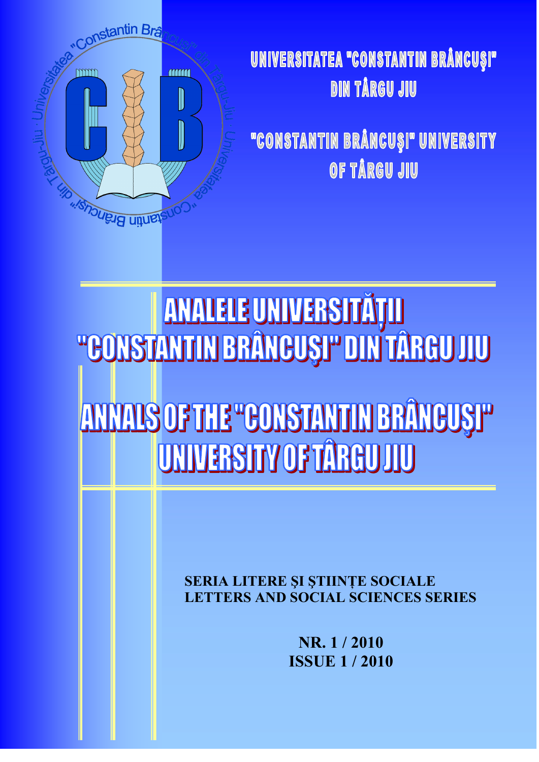UNIVERSITATEA "CONSTANTIN BRÂNCUŞI" DIN TÂRGU JIU

"CONSTANTIN BRÂNCUŞI" UNIVERSITY OF TÂRGU JIU

# ANALELE UNIVERSITĂȚII "CONSTANTIN BRÂNCUȘI" DIN TÂRGU JIU

# ANNALS OF THE "CONSTANTIN BRÂNCUȘI" UNIVERSITY OF TÂRGU JIU

**SERIA LITERE ŞI ŞTIINȚE SOCIALE**
**LETTERS AND SOCIAL SCIENCES SERIES**

**NR. 1 / 2010**
**ISSUE 1 / 2010**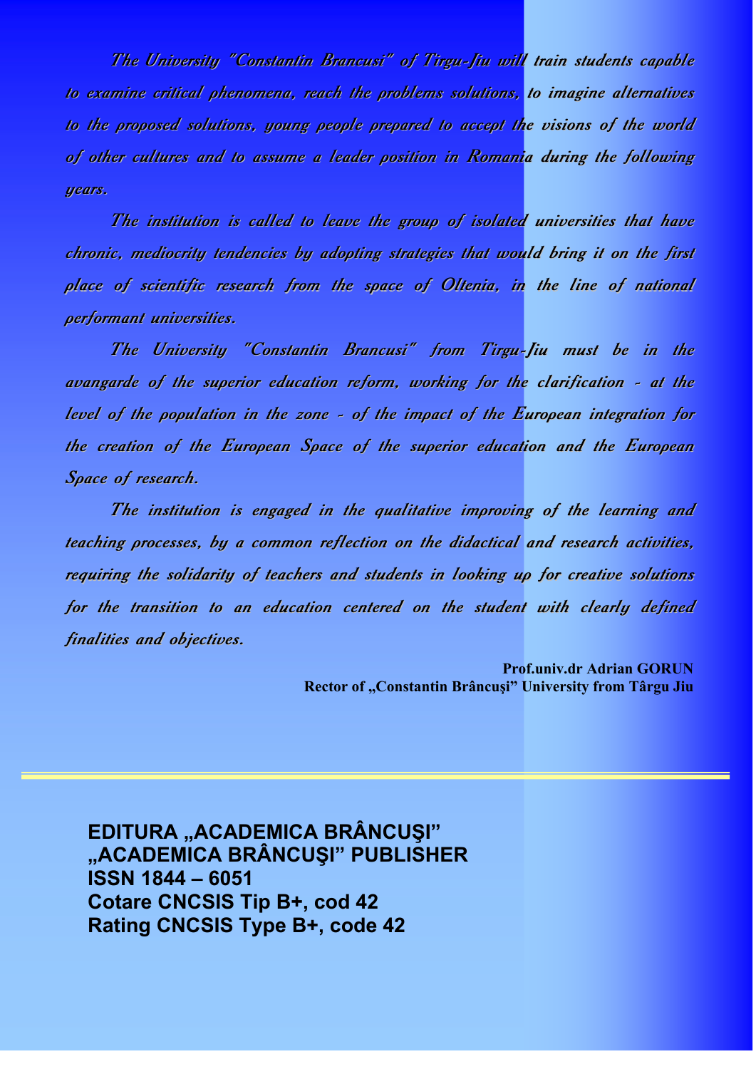*The University "Constantin Brancusi" of Tirgu-Jiu will train students capable to examine critical phenomena, reach the problems solutions, to imagine alternatives to the proposed solutions, young people prepared to accept the visions of the world of other cultures and to assume a leader position in Romania during the following years.*

*The institution is called to leave the group of isolated universities that have chronic, mediocrity tendencies by adopting strategies that would bring it on the first place of scientific research from the space of Oltenia, in the line of national performant universities.*

*The University "Constantin Brancusi" from Tirgu-Jiu must be in the avangarde of the superior education reform, working for the clarification - at the level of the population in the zone - of the impact of the European integration for the creation of the European Space of the superior education and the European Space of research.*

*The institution is engaged in the qualitative improving of the learning and teaching processes, by a common reflection on the didactical and research activities, requiring the solidarity of teachers and students in looking up for creative solutions for the transition to an education centered on the student with clearly defined finalities and objectives.*

**Prof.univ.dr Adrian GORUN**
**Rector of „Constantin Brâncuşi" University from Târgu Jiu**

---

**EDITURA „ACADEMICA BRÂNCUŞI"**
**„ACADEMICA BRÂNCUŞI" PUBLISHER**
**ISSN 1844 – 6051**
**Cotare CNCSIS Tip B+, cod 42**
**Rating CNCSIS Type B+, code 42**